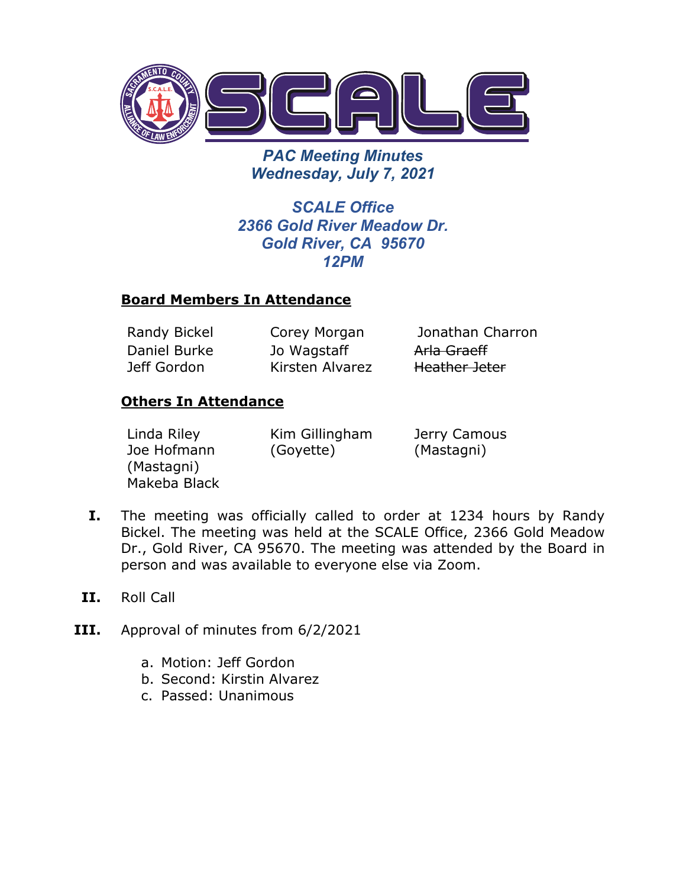# PAC Meeting Minutes
## Wednesday, July 7, 2021

**SCALE Office**
**2366 Gold River Meadow Dr.**
**Gold River, CA 95670**
**12PM**

**Board Members In Attendance**

| | | |
|---|---|---|
| Randy Bickel | Corey Morgan | Jonathan Charron |
| Daniel Burke | Jo Wagstaff | ~~Arla Graeff~~ |
| Jeff Gordon | Kirsten Alvarez | ~~Heather Jeter~~ |

**Others In Attendance**

| | | |
|---|---|---|
| Linda Riley | Kim Gillingham (Goyette) | Jerry Camous (Mastagni) |
| Joe Hofmann (Mastagni) | | |
| Makeba Black | | |

I. The meeting was officially called to order at 1234 hours by Randy Bickel. The meeting was held at the SCALE Office, 2366 Gold Meadow Dr., Gold River, CA 95670. The meeting was attended by the Board in person and was available to everyone else via Zoom.

II. Roll Call

III. Approval of minutes from 6/2/2021

a. Motion: Jeff Gordon
b. Second: Kirstin Alvarez
c. Passed: Unanimous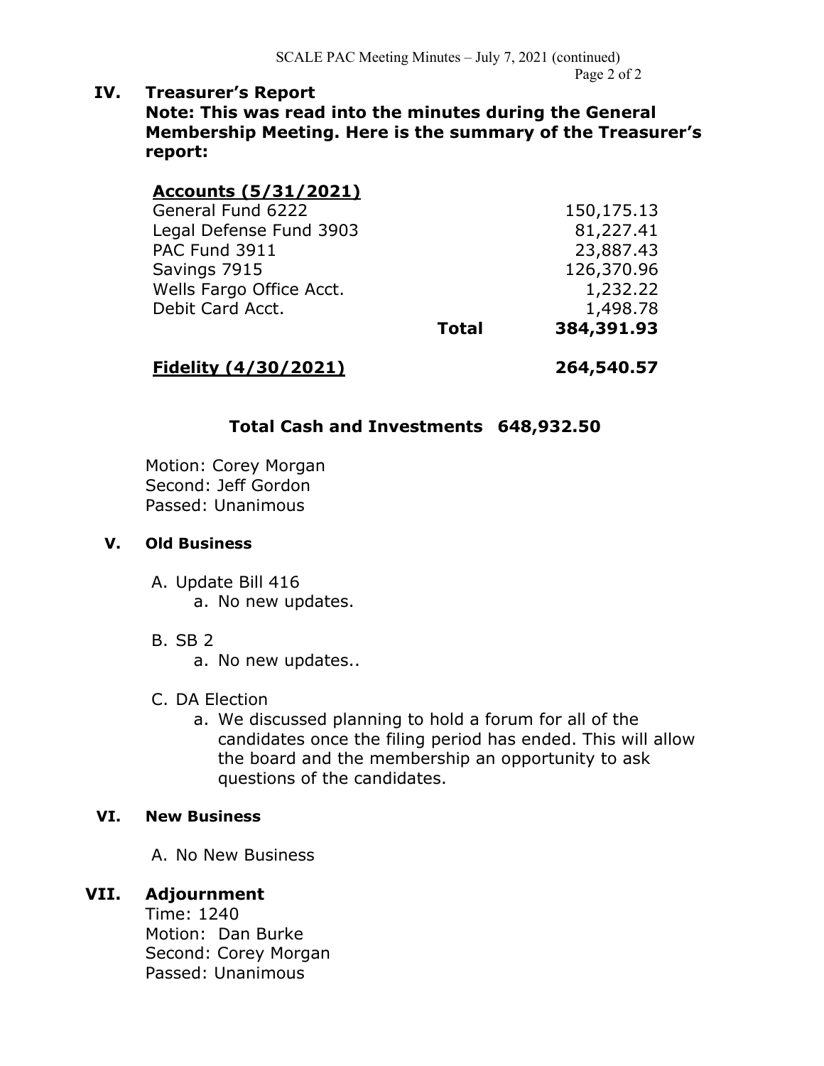## IV. Treasurer's Report

**Note: This was read into the minutes during the General Membership Meeting. Here is the summary of the Treasurer's report:**

| | | |
|---|---|---|
| **Accounts (5/31/2021)** | | |
| General Fund 6222 | | 150,175.13 |
| Legal Defense Fund 3903 | | 81,227.41 |
| PAC Fund 3911 | | 23,887.43 |
| Savings 7915 | | 126,370.96 |
| Wells Fargo Office Acct. | | 1,232.22 |
| Debit Card Acct. | | 1,498.78 |
| | **Total** | **384,391.93** |
| **Fidelity (4/30/2021)** | | **264,540.57** |

**Total Cash and Investments 648,932.50**

Motion: Corey Morgan
Second: Jeff Gordon
Passed: Unanimous

## V. Old Business

A. Update Bill 416
   a. No new updates.

B. SB 2
   a. No new updates..

C. DA Election
   a. We discussed planning to hold a forum for all of the candidates once the filing period has ended. This will allow the board and the membership an opportunity to ask questions of the candidates.

## VI. New Business

A. No New Business

## VII. Adjournment

Time: 1240
Motion: Dan Burke
Second: Corey Morgan
Passed: Unanimous